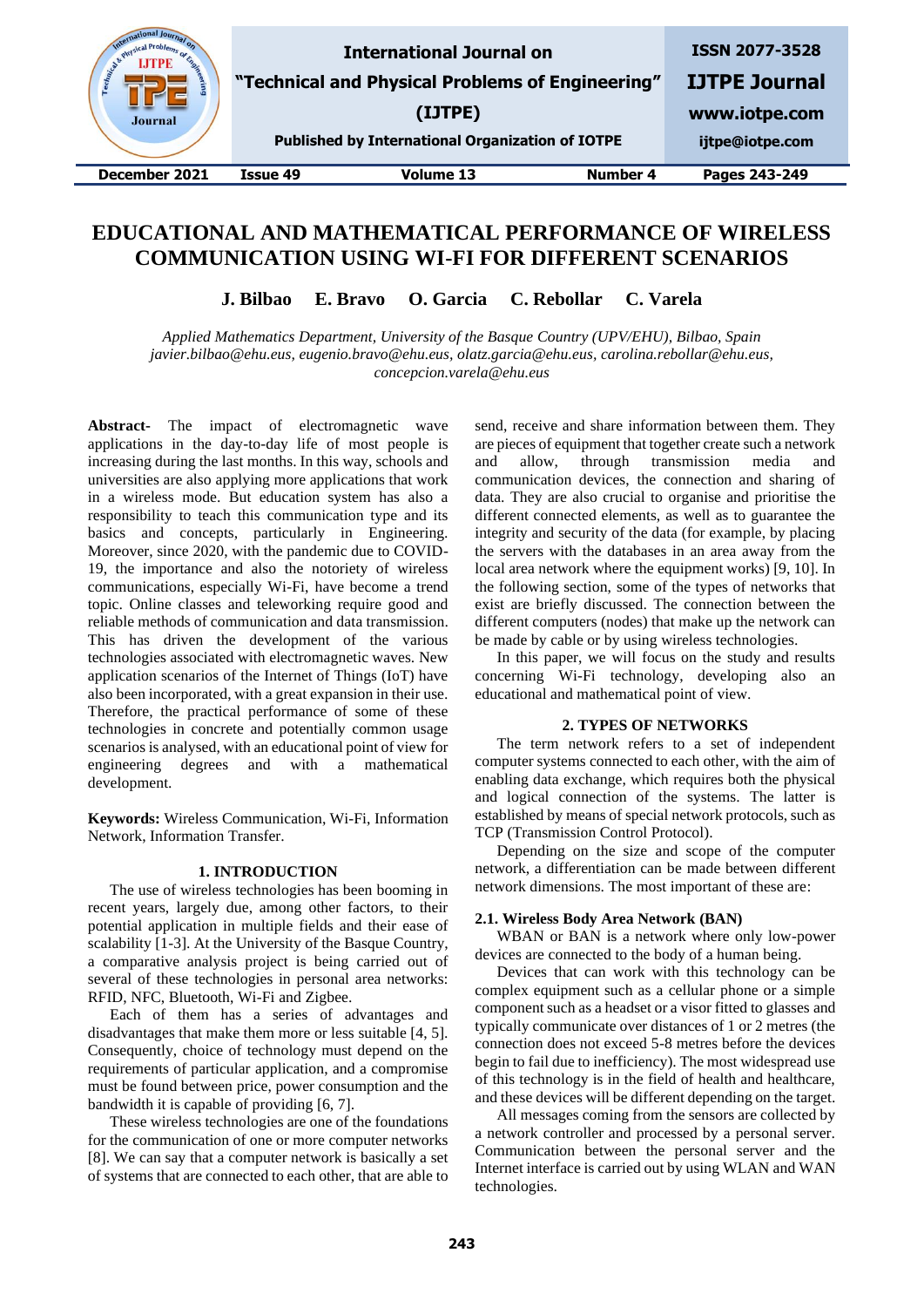# EDUCATIONAL AND MATHEMATICAL PERFORMANCE OF WIRELESS COMMUNICATION USING WI-FI FOR DIFFERENT SCENARIOS

**J. Bilbao E. Bravo O. Garcia C. Rebollar C. Varela**

*Applied Mathematics Department, University of the Basque Country (UPV/EHU), Bilbao, Spain*
*javier.bilbao@ehu.eus, eugenio.bravo@ehu.eus, olatz.garcia@ehu.eus, carolina.rebollar@ehu.eus, concepcion.varela@ehu.eus*

**Abstract-** The impact of electromagnetic wave applications in the day-to-day life of most people is increasing during the last months. In this way, schools and universities are also applying more applications that work in a wireless mode. But education system has also a responsibility to teach this communication type and its basics and concepts, particularly in Engineering. Moreover, since 2020, with the pandemic due to COVID-19, the importance and also the notoriety of wireless communications, especially Wi-Fi, have become a trend topic. Online classes and teleworking require good and reliable methods of communication and data transmission. This has driven the development of the various technologies associated with electromagnetic waves. New application scenarios of the Internet of Things (IoT) have also been incorporated, with a great expansion in their use. Therefore, the practical performance of some of these technologies in concrete and potentially common usage scenarios is analysed, with an educational point of view for engineering degrees and with a mathematical development.

**Keywords:** Wireless Communication, Wi-Fi, Information Network, Information Transfer.

## 1. INTRODUCTION

The use of wireless technologies has been booming in recent years, largely due, among other factors, to their potential application in multiple fields and their ease of scalability [1-3]. At the University of the Basque Country, a comparative analysis project is being carried out of several of these technologies in personal area networks: RFID, NFC, Bluetooth, Wi-Fi and Zigbee.

Each of them has a series of advantages and disadvantages that make them more or less suitable [4, 5]. Consequently, choice of technology must depend on the requirements of particular application, and a compromise must be found between price, power consumption and the bandwidth it is capable of providing [6, 7].

These wireless technologies are one of the foundations for the communication of one or more computer networks [8]. We can say that a computer network is basically a set of systems that are connected to each other, that are able to send, receive and share information between them. They are pieces of equipment that together create such a network and allow, through transmission media and communication devices, the connection and sharing of data. They are also crucial to organise and prioritise the different connected elements, as well as to guarantee the integrity and security of the data (for example, by placing the servers with the databases in an area away from the local area network where the equipment works) [9, 10]. In the following section, some of the types of networks that exist are briefly discussed. The connection between the different computers (nodes) that make up the network can be made by cable or by using wireless technologies.

In this paper, we will focus on the study and results concerning Wi-Fi technology, developing also an educational and mathematical point of view.

## 2. TYPES OF NETWORKS

The term network refers to a set of independent computer systems connected to each other, with the aim of enabling data exchange, which requires both the physical and logical connection of the systems. The latter is established by means of special network protocols, such as TCP (Transmission Control Protocol).

Depending on the size and scope of the computer network, a differentiation can be made between different network dimensions. The most important of these are:

### 2.1. Wireless Body Area Network (BAN)

WBAN or BAN is a network where only low-power devices are connected to the body of a human being.

Devices that can work with this technology can be complex equipment such as a cellular phone or a simple component such as a headset or a visor fitted to glasses and typically communicate over distances of 1 or 2 metres (the connection does not exceed 5-8 metres before the devices begin to fail due to inefficiency). The most widespread use of this technology is in the field of health and healthcare, and these devices will be different depending on the target.

All messages coming from the sensors are collected by a network controller and processed by a personal server. Communication between the personal server and the Internet interface is carried out by using WLAN and WAN technologies.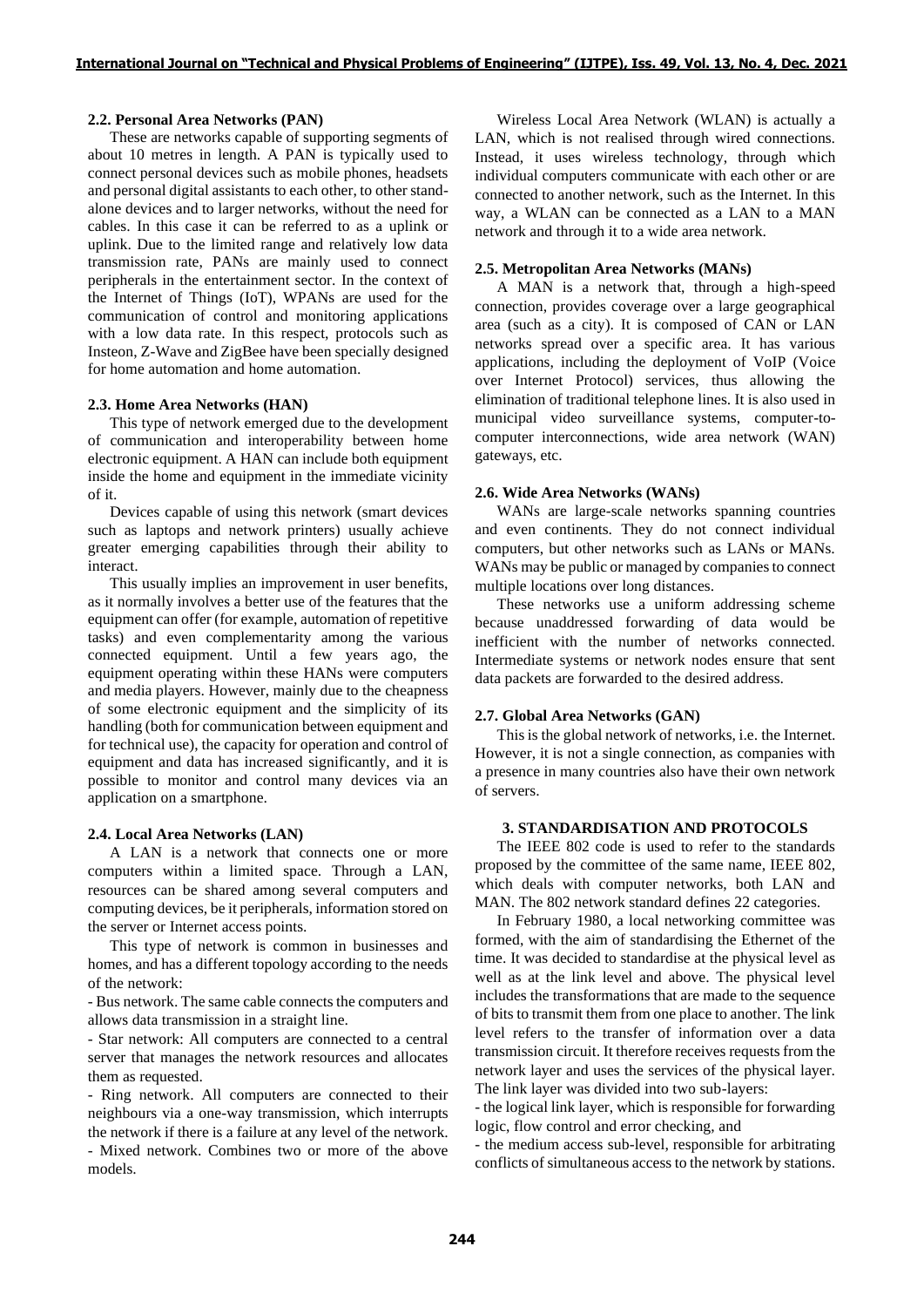### 2.2. Personal Area Networks (PAN)

These are networks capable of supporting segments of about 10 metres in length. A PAN is typically used to connect personal devices such as mobile phones, headsets and personal digital assistants to each other, to other stand-alone devices and to larger networks, without the need for cables. In this case it can be referred to as a uplink or uplink. Due to the limited range and relatively low data transmission rate, PANs are mainly used to connect peripherals in the entertainment sector. In the context of the Internet of Things (IoT), WPANs are used for the communication of control and monitoring applications with a low data rate. In this respect, protocols such as Insteon, Z-Wave and ZigBee have been specially designed for home automation and home automation.

### 2.3. Home Area Networks (HAN)

This type of network emerged due to the development of communication and interoperability between home electronic equipment. A HAN can include both equipment inside the home and equipment in the immediate vicinity of it.

Devices capable of using this network (smart devices such as laptops and network printers) usually achieve greater emerging capabilities through their ability to interact.

This usually implies an improvement in user benefits, as it normally involves a better use of the features that the equipment can offer (for example, automation of repetitive tasks) and even complementarity among the various connected equipment. Until a few years ago, the equipment operating within these HANs were computers and media players. However, mainly due to the cheapness of some electronic equipment and the simplicity of its handling (both for communication between equipment and for technical use), the capacity for operation and control of equipment and data has increased significantly, and it is possible to monitor and control many devices via an application on a smartphone.

### 2.4. Local Area Networks (LAN)

A LAN is a network that connects one or more computers within a limited space. Through a LAN, resources can be shared among several computers and computing devices, be it peripherals, information stored on the server or Internet access points.

This type of network is common in businesses and homes, and has a different topology according to the needs of the network:

- Bus network. The same cable connects the computers and allows data transmission in a straight line.
- Star network: All computers are connected to a central server that manages the network resources and allocates them as requested.
- Ring network. All computers are connected to their neighbours via a one-way transmission, which interrupts the network if there is a failure at any level of the network.
- Mixed network. Combines two or more of the above models.

Wireless Local Area Network (WLAN) is actually a LAN, which is not realised through wired connections. Instead, it uses wireless technology, through which individual computers communicate with each other or are connected to another network, such as the Internet. In this way, a WLAN can be connected as a LAN to a MAN network and through it to a wide area network.

### 2.5. Metropolitan Area Networks (MANs)

A MAN is a network that, through a high-speed connection, provides coverage over a large geographical area (such as a city). It is composed of CAN or LAN networks spread over a specific area. It has various applications, including the deployment of VoIP (Voice over Internet Protocol) services, thus allowing the elimination of traditional telephone lines. It is also used in municipal video surveillance systems, computer-to-computer interconnections, wide area network (WAN) gateways, etc.

### 2.6. Wide Area Networks (WANs)

WANs are large-scale networks spanning countries and even continents. They do not connect individual computers, but other networks such as LANs or MANs. WANs may be public or managed by companies to connect multiple locations over long distances.

These networks use a uniform addressing scheme because unaddressed forwarding of data would be inefficient with the number of networks connected. Intermediate systems or network nodes ensure that sent data packets are forwarded to the desired address.

### 2.7. Global Area Networks (GAN)

This is the global network of networks, i.e. the Internet. However, it is not a single connection, as companies with a presence in many countries also have their own network of servers.

## 3. STANDARDISATION AND PROTOCOLS

The IEEE 802 code is used to refer to the standards proposed by the committee of the same name, IEEE 802, which deals with computer networks, both LAN and MAN. The 802 network standard defines 22 categories.

In February 1980, a local networking committee was formed, with the aim of standardising the Ethernet of the time. It was decided to standardise at the physical level as well as at the link level and above. The physical level includes the transformations that are made to the sequence of bits to transmit them from one place to another. The link level refers to the transfer of information over a data transmission circuit. It therefore receives requests from the network layer and uses the services of the physical layer. The link layer was divided into two sub-layers:

- the logical link layer, which is responsible for forwarding logic, flow control and error checking, and
- the medium access sub-level, responsible for arbitrating conflicts of simultaneous access to the network by stations.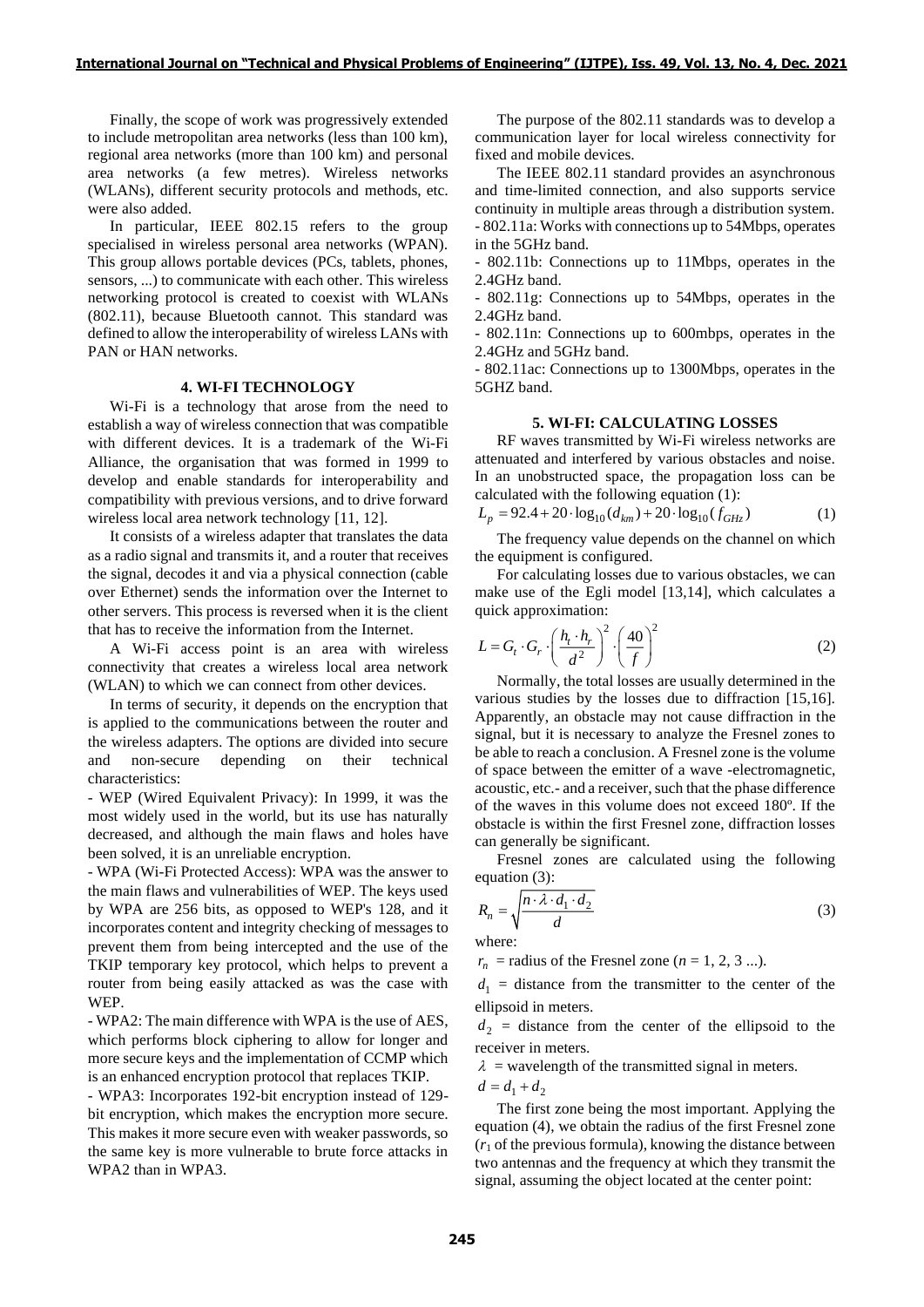Finally, the scope of work was progressively extended to include metropolitan area networks (less than 100 km), regional area networks (more than 100 km) and personal area networks (a few metres). Wireless networks (WLANs), different security protocols and methods, etc. were also added.

In particular, IEEE 802.15 refers to the group specialised in wireless personal area networks (WPAN). This group allows portable devices (PCs, tablets, phones, sensors, ...) to communicate with each other. This wireless networking protocol is created to coexist with WLANs (802.11), because Bluetooth cannot. This standard was defined to allow the interoperability of wireless LANs with PAN or HAN networks.

## 4. WI-FI TECHNOLOGY

Wi-Fi is a technology that arose from the need to establish a way of wireless connection that was compatible with different devices. It is a trademark of the Wi-Fi Alliance, the organisation that was formed in 1999 to develop and enable standards for interoperability and compatibility with previous versions, and to drive forward wireless local area network technology [11, 12].

It consists of a wireless adapter that translates the data as a radio signal and transmits it, and a router that receives the signal, decodes it and via a physical connection (cable over Ethernet) sends the information over the Internet to other servers. This process is reversed when it is the client that has to receive the information from the Internet.

A Wi-Fi access point is an area with wireless connectivity that creates a wireless local area network (WLAN) to which we can connect from other devices.

In terms of security, it depends on the encryption that is applied to the communications between the router and the wireless adapters. The options are divided into secure and non-secure depending on their technical characteristics:

- WEP (Wired Equivalent Privacy): In 1999, it was the most widely used in the world, but its use has naturally decreased, and although the main flaws and holes have been solved, it is an unreliable encryption.
- WPA (Wi-Fi Protected Access): WPA was the answer to the main flaws and vulnerabilities of WEP. The keys used by WPA are 256 bits, as opposed to WEP's 128, and it incorporates content and integrity checking of messages to prevent them from being intercepted and the use of the TKIP temporary key protocol, which helps to prevent a router from being easily attacked as was the case with WEP.
- WPA2: The main difference with WPA is the use of AES, which performs block ciphering to allow for longer and more secure keys and the implementation of CCMP which is an enhanced encryption protocol that replaces TKIP.
- WPA3: Incorporates 192-bit encryption instead of 129-bit encryption, which makes the encryption more secure. This makes it more secure even with weaker passwords, so the same key is more vulnerable to brute force attacks in WPA2 than in WPA3.

The purpose of the 802.11 standards was to develop a communication layer for local wireless connectivity for fixed and mobile devices.

The IEEE 802.11 standard provides an asynchronous and time-limited connection, and also supports service continuity in multiple areas through a distribution system.

- 802.11a: Works with connections up to 54Mbps, operates in the 5GHz band.
- 802.11b: Connections up to 11Mbps, operates in the 2.4GHz band.
- 802.11g: Connections up to 54Mbps, operates in the 2.4GHz band.
- 802.11n: Connections up to 600mbps, operates in the 2.4GHz and 5GHz band.
- 802.11ac: Connections up to 1300Mbps, operates in the 5GHZ band.

## 5. WI-FI: CALCULATING LOSSES

RF waves transmitted by Wi-Fi wireless networks are attenuated and interfered by various obstacles and noise. In an unobstructed space, the propagation loss can be calculated with the following equation (1):

$$L_p = 92.4 + 20 \cdot \log_{10}(d_{km}) + 20 \cdot \log_{10}(f_{GHz}) \quad (1)$$

The frequency value depends on the channel on which the equipment is configured.

For calculating losses due to various obstacles, we can make use of the Egli model [13,14], which calculates a quick approximation:

$$L = G_t \cdot G_r \cdot \left(\frac{h_t \cdot h_r}{d^2}\right)^2 \cdot \left(\frac{40}{f}\right)^2 \quad (2)$$

Normally, the total losses are usually determined in the various studies by the losses due to diffraction [15,16]. Apparently, an obstacle may not cause diffraction in the signal, but it is necessary to analyze the Fresnel zones to be able to reach a conclusion. A Fresnel zone is the volume of space between the emitter of a wave -electromagnetic, acoustic, etc.- and a receiver, such that the phase difference of the waves in this volume does not exceed 180º. If the obstacle is within the first Fresnel zone, diffraction losses can generally be significant.

Fresnel zones are calculated using the following equation (3):

$$R_n = \sqrt{\frac{n \cdot \lambda \cdot d_1 \cdot d_2}{d}} \quad (3)$$

where:

$r_n$ = radius of the Fresnel zone ($n$ = 1, 2, 3 ...).

$d_1$ = distance from the transmitter to the center of the ellipsoid in meters.

$d_2$ = distance from the center of the ellipsoid to the receiver in meters.

$\lambda$ = wavelength of the transmitted signal in meters.

$d = d_1 + d_2$

The first zone being the most important. Applying the equation (4), we obtain the radius of the first Fresnel zone ($r_1$ of the previous formula), knowing the distance between two antennas and the frequency at which they transmit the signal, assuming the object located at the center point: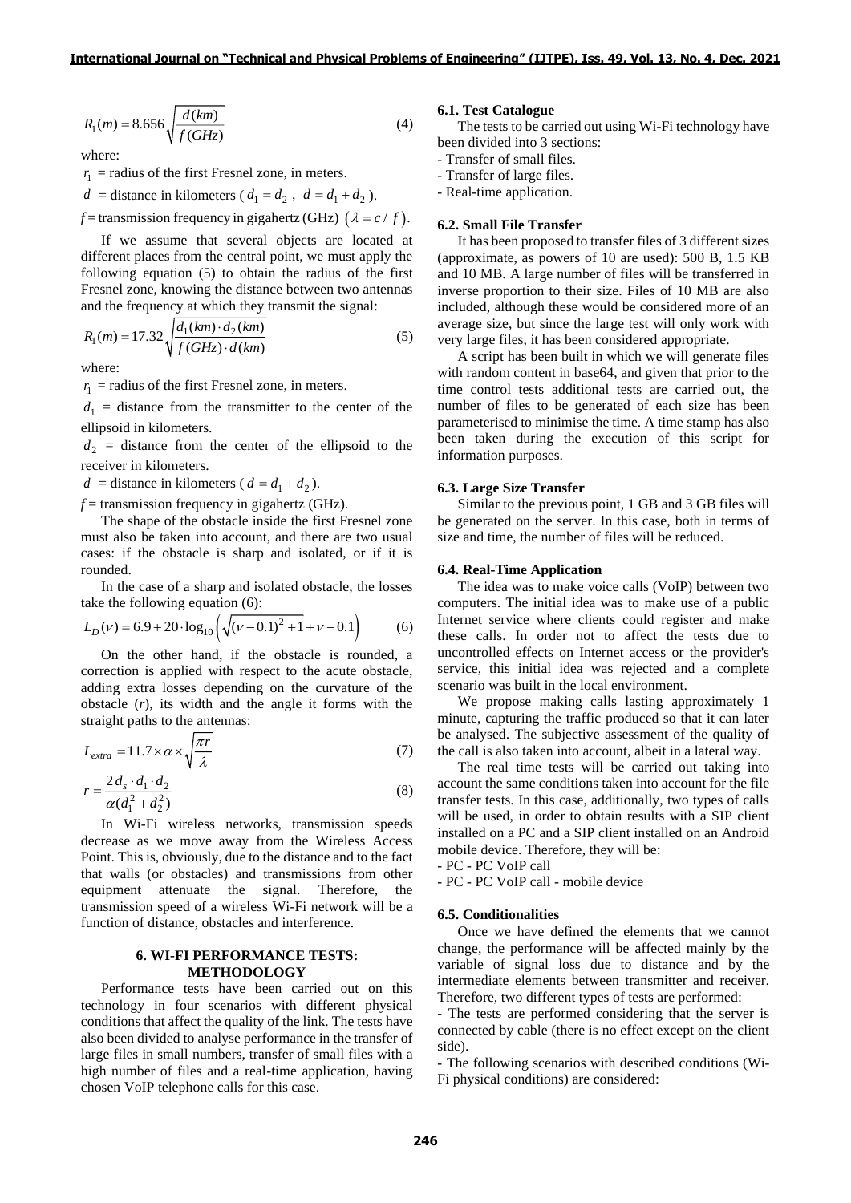$$R_1(m) = 8.656\sqrt{\frac{d(km)}{f(GHz)}} \tag{4}$$

where:

$r_1$ = radius of the first Fresnel zone, in meters.

$d$ = distance in kilometers ($d_1 = d_2$ , $d = d_1 + d_2$ ).

$f$ = transmission frequency in gigahertz (GHz) $(\lambda = c / f)$.

If we assume that several objects are located at different places from the central point, we must apply the following equation (5) to obtain the radius of the first Fresnel zone, knowing the distance between two antennas and the frequency at which they transmit the signal:

$$R_1(m) = 17.32\sqrt{\frac{d_1(km)\cdot d_2(km)}{f(GHz)\cdot d(km)}} \tag{5}$$

where:

$r_1$ = radius of the first Fresnel zone, in meters.

$d_1$ = distance from the transmitter to the center of the ellipsoid in kilometers.

$d_2$ = distance from the center of the ellipsoid to the receiver in kilometers.

$d$ = distance in kilometers ( $d = d_1 + d_2$ ).

$f$ = transmission frequency in gigahertz (GHz).

The shape of the obstacle inside the first Fresnel zone must also be taken into account, and there are two usual cases: if the obstacle is sharp and isolated, or if it is rounded.

In the case of a sharp and isolated obstacle, the losses take the following equation (6):

$$L_D(\nu) = 6.9 + 20\cdot\log_{10}\left(\sqrt{(\nu-0.1)^2+1}+\nu-0.1\right) \tag{6}$$

On the other hand, if the obstacle is rounded, a correction is applied with respect to the acute obstacle, adding extra losses depending on the curvature of the obstacle ($r$), its width and the angle it forms with the straight paths to the antennas:

$$L_{extra} = 11.7\times\alpha\times\sqrt{\frac{\pi r}{\lambda}} \tag{7}$$

$$r = \frac{2d_s\cdot d_1\cdot d_2}{\alpha(d_1^2+d_2^2)} \tag{8}$$

In Wi-Fi wireless networks, transmission speeds decrease as we move away from the Wireless Access Point. This is, obviously, due to the distance and to the fact that walls (or obstacles) and transmissions from other equipment attenuate the signal. Therefore, the transmission speed of a wireless Wi-Fi network will be a function of distance, obstacles and interference.

## 6. WI-FI PERFORMANCE TESTS: METHODOLOGY

Performance tests have been carried out on this technology in four scenarios with different physical conditions that affect the quality of the link. The tests have also been divided to analyse performance in the transfer of large files in small numbers, transfer of small files with a high number of files and a real-time application, having chosen VoIP telephone calls for this case.

### 6.1. Test Catalogue

The tests to be carried out using Wi-Fi technology have been divided into 3 sections:

- Transfer of small files.
- Transfer of large files.
- Real-time application.

### 6.2. Small File Transfer

It has been proposed to transfer files of 3 different sizes (approximate, as powers of 10 are used): 500 B, 1.5 KB and 10 MB. A large number of files will be transferred in inverse proportion to their size. Files of 10 MB are also included, although these would be considered more of an average size, but since the large test will only work with very large files, it has been considered appropriate.

A script has been built in which we will generate files with random content in base64, and given that prior to the time control tests additional tests are carried out, the number of files to be generated of each size has been parameterised to minimise the time. A time stamp has also been taken during the execution of this script for information purposes.

### 6.3. Large Size Transfer

Similar to the previous point, 1 GB and 3 GB files will be generated on the server. In this case, both in terms of size and time, the number of files will be reduced.

### 6.4. Real-Time Application

The idea was to make voice calls (VoIP) between two computers. The initial idea was to make use of a public Internet service where clients could register and make these calls. In order not to affect the tests due to uncontrolled effects on Internet access or the provider's service, this initial idea was rejected and a complete scenario was built in the local environment.

We propose making calls lasting approximately 1 minute, capturing the traffic produced so that it can later be analysed. The subjective assessment of the quality of the call is also taken into account, albeit in a lateral way.

The real time tests will be carried out taking into account the same conditions taken into account for the file transfer tests. In this case, additionally, two types of calls will be used, in order to obtain results with a SIP client installed on a PC and a SIP client installed on an Android mobile device. Therefore, they will be:

- PC - PC VoIP call
- PC - PC VoIP call - mobile device

### 6.5. Conditionalities

Once we have defined the elements that we cannot change, the performance will be affected mainly by the variable of signal loss due to distance and by the intermediate elements between transmitter and receiver. Therefore, two different types of tests are performed:

- The tests are performed considering that the server is connected by cable (there is no effect except on the client side).
- The following scenarios with described conditions (Wi-Fi physical conditions) are considered: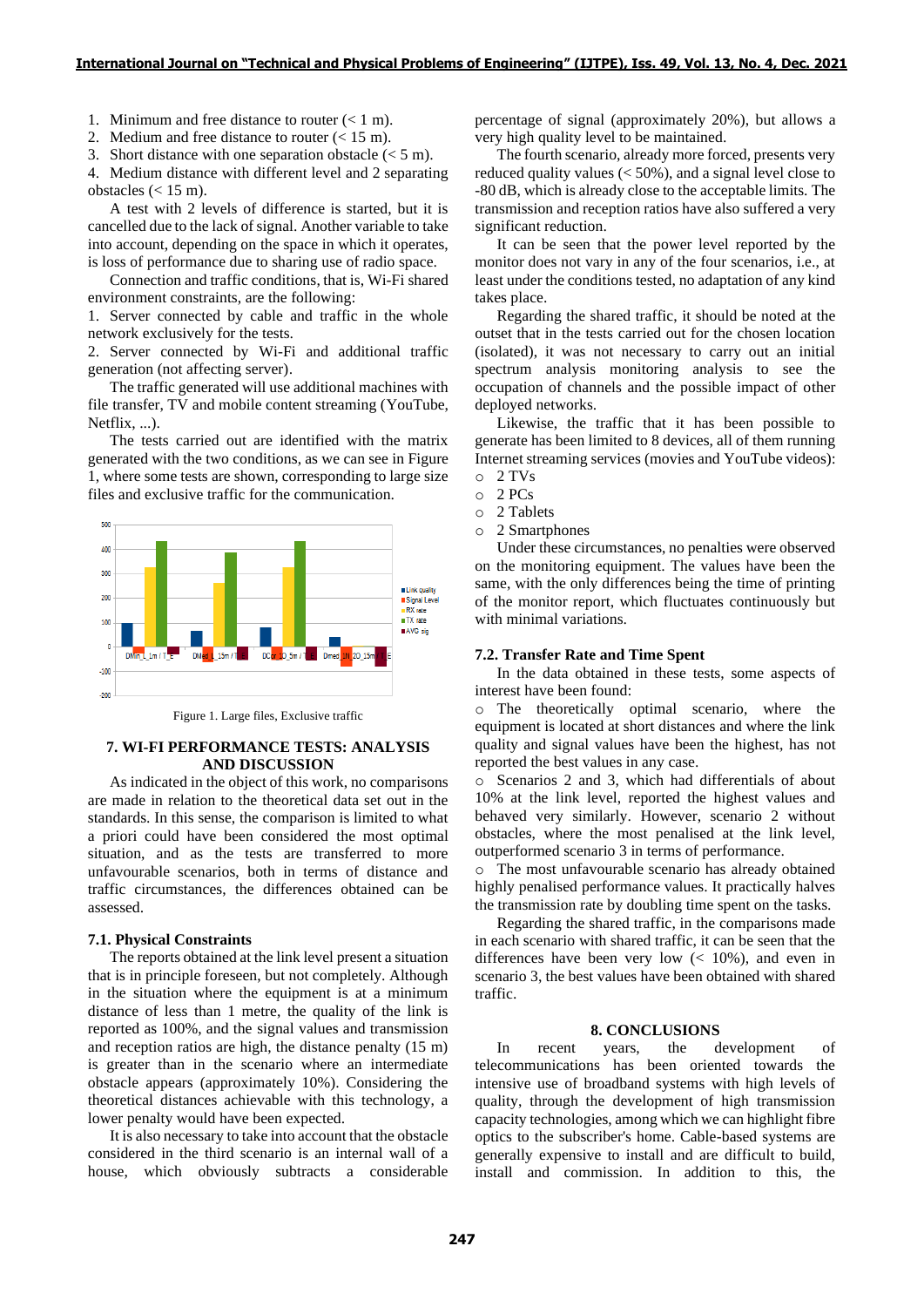1. Minimum and free distance to router (< 1 m).
2. Medium and free distance to router (< 15 m).
3. Short distance with one separation obstacle (< 5 m).
4. Medium distance with different level and 2 separating obstacles (< 15 m).

A test with 2 levels of difference is started, but it is cancelled due to the lack of signal. Another variable to take into account, depending on the space in which it operates, is loss of performance due to sharing use of radio space.

Connection and traffic conditions, that is, Wi-Fi shared environment constraints, are the following:

1. Server connected by cable and traffic in the whole network exclusively for the tests.
2. Server connected by Wi-Fi and additional traffic generation (not affecting server).

The traffic generated will use additional machines with file transfer, TV and mobile content streaming (YouTube, Netflix, ...).

The tests carried out are identified with the matrix generated with the two conditions, as we can see in Figure 1, where some tests are shown, corresponding to large size files and exclusive traffic for the communication.

Figure 1. Large files, Exclusive traffic

## 7. WI-FI PERFORMANCE TESTS: ANALYSIS AND DISCUSSION

As indicated in the object of this work, no comparisons are made in relation to the theoretical data set out in the standards. In this sense, the comparison is limited to what a priori could have been considered the most optimal situation, and as the tests are transferred to more unfavourable scenarios, both in terms of distance and traffic circumstances, the differences obtained can be assessed.

### 7.1. Physical Constraints

The reports obtained at the link level present a situation that is in principle foreseen, but not completely. Although in the situation where the equipment is at a minimum distance of less than 1 metre, the quality of the link is reported as 100%, and the signal values and transmission and reception ratios are high, the distance penalty (15 m) is greater than in the scenario where an intermediate obstacle appears (approximately 10%). Considering the theoretical distances achievable with this technology, a lower penalty would have been expected.

It is also necessary to take into account that the obstacle considered in the third scenario is an internal wall of a house, which obviously subtracts a considerable percentage of signal (approximately 20%), but allows a very high quality level to be maintained.

The fourth scenario, already more forced, presents very reduced quality values (< 50%), and a signal level close to -80 dB, which is already close to the acceptable limits. The transmission and reception ratios have also suffered a very significant reduction.

It can be seen that the power level reported by the monitor does not vary in any of the four scenarios, i.e., at least under the conditions tested, no adaptation of any kind takes place.

Regarding the shared traffic, it should be noted at the outset that in the tests carried out for the chosen location (isolated), it was not necessary to carry out an initial spectrum analysis monitoring analysis to see the occupation of channels and the possible impact of other deployed networks.

Likewise, the traffic that it has been possible to generate has been limited to 8 devices, all of them running Internet streaming services (movies and YouTube videos):

- 2 TVs
- 2 PCs
- 2 Tablets
- 2 Smartphones

Under these circumstances, no penalties were observed on the monitoring equipment. The values have been the same, with the only differences being the time of printing of the monitor report, which fluctuates continuously but with minimal variations.

### 7.2. Transfer Rate and Time Spent

In the data obtained in these tests, some aspects of interest have been found:

- The theoretically optimal scenario, where the equipment is located at short distances and where the link quality and signal values have been the highest, has not reported the best values in any case.
- Scenarios 2 and 3, which had differentials of about 10% at the link level, reported the highest values and behaved very similarly. However, scenario 2 without obstacles, where the most penalised at the link level, outperformed scenario 3 in terms of performance.
- The most unfavourable scenario has already obtained highly penalised performance values. It practically halves the transmission rate by doubling time spent on the tasks.

Regarding the shared traffic, in the comparisons made in each scenario with shared traffic, it can be seen that the differences have been very low (< 10%), and even in scenario 3, the best values have been obtained with shared traffic.

## 8. CONCLUSIONS

In recent years, the development of telecommunications has been oriented towards the intensive use of broadband systems with high levels of quality, through the development of high transmission capacity technologies, among which we can highlight fibre optics to the subscriber's home. Cable-based systems are generally expensive to install and are difficult to build, install and commission. In addition to this, the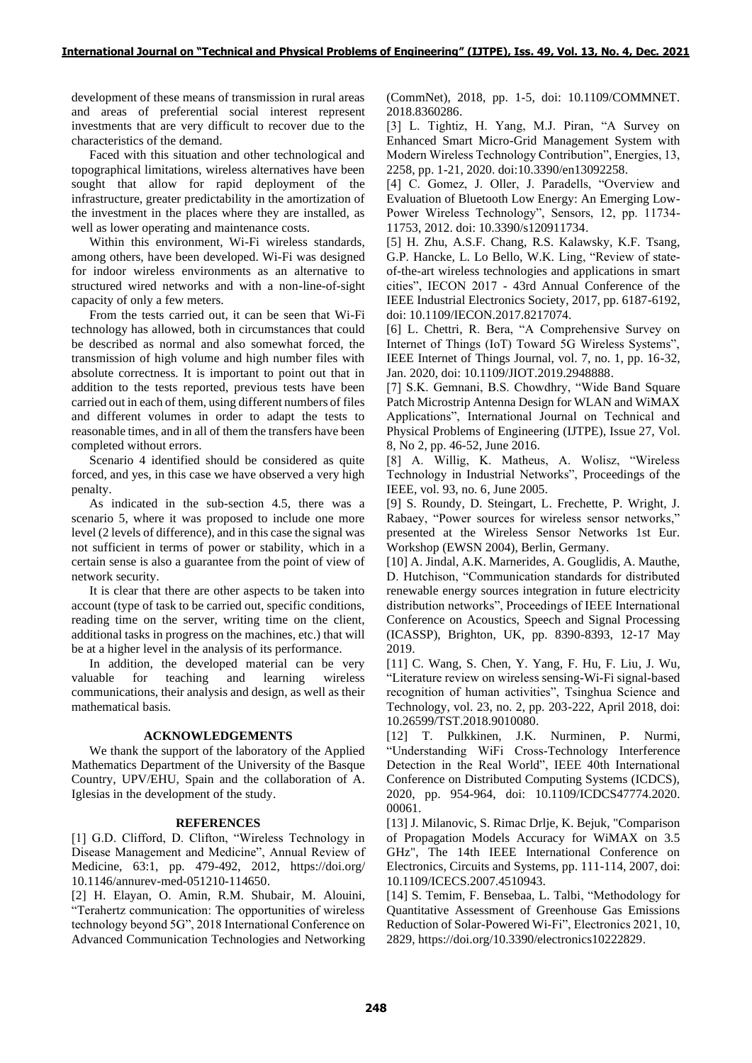development of these means of transmission in rural areas and areas of preferential social interest represent investments that are very difficult to recover due to the characteristics of the demand.

Faced with this situation and other technological and topographical limitations, wireless alternatives have been sought that allow for rapid deployment of the infrastructure, greater predictability in the amortization of the investment in the places where they are installed, as well as lower operating and maintenance costs.

Within this environment, Wi-Fi wireless standards, among others, have been developed. Wi-Fi was designed for indoor wireless environments as an alternative to structured wired networks and with a non-line-of-sight capacity of only a few meters.

From the tests carried out, it can be seen that Wi-Fi technology has allowed, both in circumstances that could be described as normal and also somewhat forced, the transmission of high volume and high number files with absolute correctness. It is important to point out that in addition to the tests reported, previous tests have been carried out in each of them, using different numbers of files and different volumes in order to adapt the tests to reasonable times, and in all of them the transfers have been completed without errors.

Scenario 4 identified should be considered as quite forced, and yes, in this case we have observed a very high penalty.

As indicated in the sub-section 4.5, there was a scenario 5, where it was proposed to include one more level (2 levels of difference), and in this case the signal was not sufficient in terms of power or stability, which in a certain sense is also a guarantee from the point of view of network security.

It is clear that there are other aspects to be taken into account (type of task to be carried out, specific conditions, reading time on the server, writing time on the client, additional tasks in progress on the machines, etc.) that will be at a higher level in the analysis of its performance.

In addition, the developed material can be very valuable for teaching and learning wireless communications, their analysis and design, as well as their mathematical basis.

## ACKNOWLEDGEMENTS

We thank the support of the laboratory of the Applied Mathematics Department of the University of the Basque Country, UPV/EHU, Spain and the collaboration of A. Iglesias in the development of the study.

## REFERENCES

[1] G.D. Clifford, D. Clifton, "Wireless Technology in Disease Management and Medicine", Annual Review of Medicine, 63:1, pp. 479-492, 2012, https://doi.org/10.1146/annurev-med-051210-114650.

[2] H. Elayan, O. Amin, R.M. Shubair, M. Alouini, "Terahertz communication: The opportunities of wireless technology beyond 5G", 2018 International Conference on Advanced Communication Technologies and Networking (CommNet), 2018, pp. 1-5, doi: 10.1109/COMMNET.2018.8360286.

[3] L. Tightiz, H. Yang, M.J. Piran, "A Survey on Enhanced Smart Micro-Grid Management System with Modern Wireless Technology Contribution", Energies, 13, 2258, pp. 1-21, 2020. doi:10.3390/en13092258.

[4] C. Gomez, J. Oller, J. Paradells, "Overview and Evaluation of Bluetooth Low Energy: An Emerging Low-Power Wireless Technology", Sensors, 12, pp. 11734-11753, 2012. doi: 10.3390/s120911734.

[5] H. Zhu, A.S.F. Chang, R.S. Kalawsky, K.F. Tsang, G.P. Hancke, L. Lo Bello, W.K. Ling, "Review of state-of-the-art wireless technologies and applications in smart cities", IECON 2017 - 43rd Annual Conference of the IEEE Industrial Electronics Society, 2017, pp. 6187-6192, doi: 10.1109/IECON.2017.8217074.

[6] L. Chettri, R. Bera, "A Comprehensive Survey on Internet of Things (IoT) Toward 5G Wireless Systems", IEEE Internet of Things Journal, vol. 7, no. 1, pp. 16-32, Jan. 2020, doi: 10.1109/JIOT.2019.2948888.

[7] S.K. Gemnani, B.S. Chowdhry, "Wide Band Square Patch Microstrip Antenna Design for WLAN and WiMAX Applications", International Journal on Technical and Physical Problems of Engineering (IJTPE), Issue 27, Vol. 8, No 2, pp. 46-52, June 2016.

[8] A. Willig, K. Matheus, A. Wolisz, "Wireless Technology in Industrial Networks", Proceedings of the IEEE, vol. 93, no. 6, June 2005.

[9] S. Roundy, D. Steingart, L. Frechette, P. Wright, J. Rabaey, "Power sources for wireless sensor networks," presented at the Wireless Sensor Networks 1st Eur. Workshop (EWSN 2004), Berlin, Germany.

[10] A. Jindal, A.K. Marnerides, A. Gouglidis, A. Mauthe, D. Hutchison, "Communication standards for distributed renewable energy sources integration in future electricity distribution networks", Proceedings of IEEE International Conference on Acoustics, Speech and Signal Processing (ICASSP), Brighton, UK, pp. 8390-8393, 12-17 May 2019.

[11] C. Wang, S. Chen, Y. Yang, F. Hu, F. Liu, J. Wu, "Literature review on wireless sensing-Wi-Fi signal-based recognition of human activities", Tsinghua Science and Technology, vol. 23, no. 2, pp. 203-222, April 2018, doi: 10.26599/TST.2018.9010080.

[12] T. Pulkkinen, J.K. Nurminen, P. Nurmi, "Understanding WiFi Cross-Technology Interference Detection in the Real World", IEEE 40th International Conference on Distributed Computing Systems (ICDCS), 2020, pp. 954-964, doi: 10.1109/ICDCS47774.2020.00061.

[13] J. Milanovic, S. Rimac Drlje, K. Bejuk, "Comparison of Propagation Models Accuracy for WiMAX on 3.5 GHz", The 14th IEEE International Conference on Electronics, Circuits and Systems, pp. 111-114, 2007, doi: 10.1109/ICECS.2007.4510943.

[14] S. Temim, F. Bensebaa, L. Talbi, "Methodology for Quantitative Assessment of Greenhouse Gas Emissions Reduction of Solar-Powered Wi-Fi", Electronics 2021, 10, 2829, https://doi.org/10.3390/electronics10222829.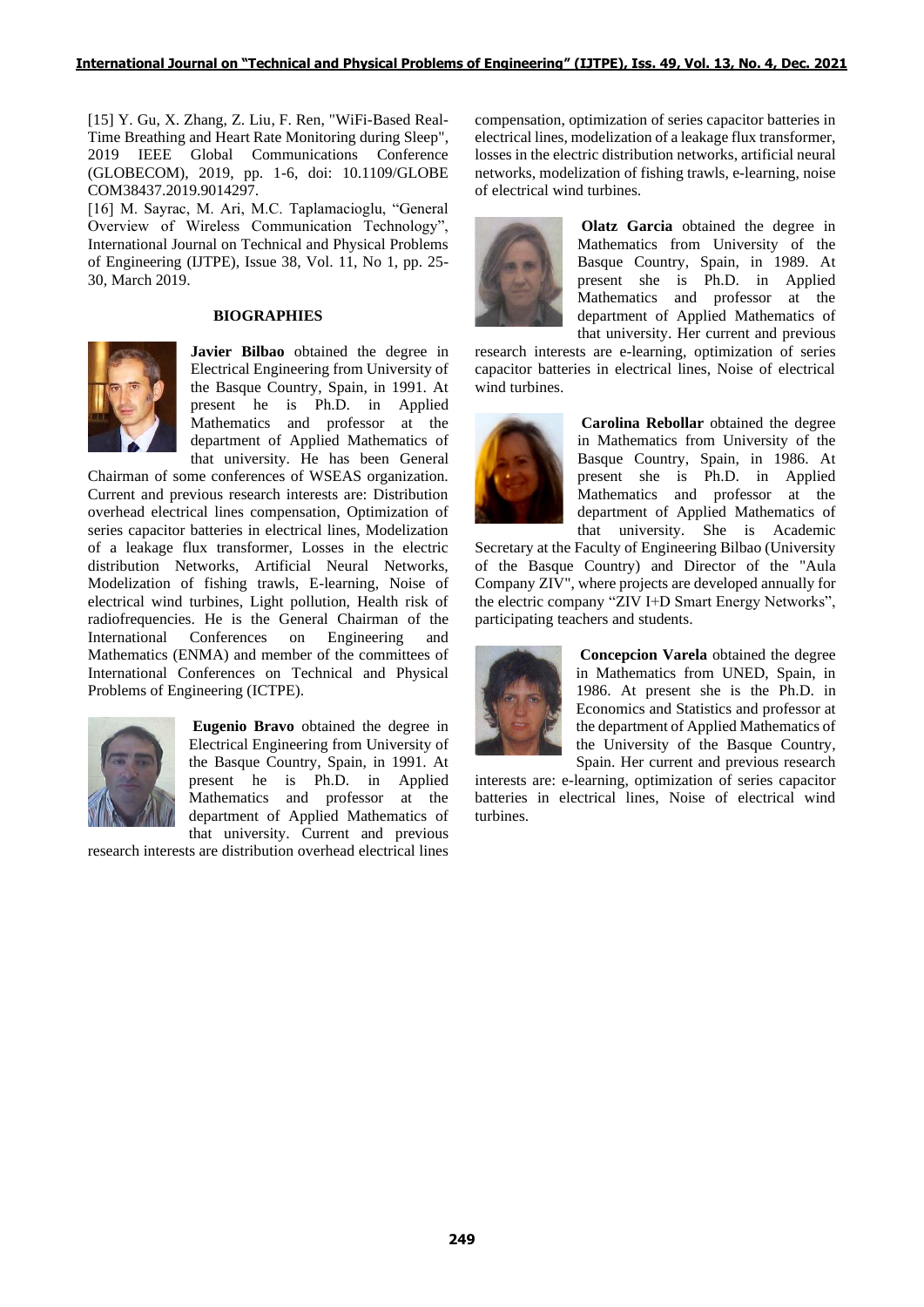[15] Y. Gu, X. Zhang, Z. Liu, F. Ren, "WiFi-Based Real-Time Breathing and Heart Rate Monitoring during Sleep", 2019 IEEE Global Communications Conference (GLOBECOM), 2019, pp. 1-6, doi: 10.1109/GLOBECOM38437.2019.9014297.

[16] M. Sayrac, M. Ari, M.C. Taplamacioglu, "General Overview of Wireless Communication Technology", International Journal on Technical and Physical Problems of Engineering (IJTPE), Issue 38, Vol. 11, No 1, pp. 25-30, March 2019.

## BIOGRAPHIES

**Javier Bilbao** obtained the degree in Electrical Engineering from University of the Basque Country, Spain, in 1991. At present he is Ph.D. in Applied Mathematics and professor at the department of Applied Mathematics of that university. He has been General Chairman of some conferences of WSEAS organization. Current and previous research interests are: Distribution overhead electrical lines compensation, Optimization of series capacitor batteries in electrical lines, Modelization of a leakage flux transformer, Losses in the electric distribution Networks, Artificial Neural Networks, Modelization of fishing trawls, E-learning, Noise of electrical wind turbines, Light pollution, Health risk of radiofrequencies. He is the General Chairman of the International Conferences on Engineering and Mathematics (ENMA) and member of the committees of International Conferences on Technical and Physical Problems of Engineering (ICTPE).

**Eugenio Bravo** obtained the degree in Electrical Engineering from University of the Basque Country, Spain, in 1991. At present he is Ph.D. in Applied Mathematics and professor at the department of Applied Mathematics of that university. Current and previous research interests are distribution overhead electrical lines compensation, optimization of series capacitor batteries in electrical lines, modelization of a leakage flux transformer, losses in the electric distribution networks, artificial neural networks, modelization of fishing trawls, e-learning, noise of electrical wind turbines.

**Olatz Garcia** obtained the degree in Mathematics from University of the Basque Country, Spain, in 1989. At present she is Ph.D. in Applied Mathematics and professor at the department of Applied Mathematics of that university. Her current and previous research interests are e-learning, optimization of series capacitor batteries in electrical lines, Noise of electrical wind turbines.

**Carolina Rebollar** obtained the degree in Mathematics from University of the Basque Country, Spain, in 1986. At present she is Ph.D. in Applied Mathematics and professor at the department of Applied Mathematics of that university. She is Academic Secretary at the Faculty of Engineering Bilbao (University of the Basque Country) and Director of the "Aula Company ZIV", where projects are developed annually for the electric company "ZIV I+D Smart Energy Networks", participating teachers and students.

**Concepcion Varela** obtained the degree in Mathematics from UNED, Spain, in 1986. At present she is the Ph.D. in Economics and Statistics and professor at the department of Applied Mathematics of the University of the Basque Country, Spain. Her current and previous research interests are: e-learning, optimization of series capacitor batteries in electrical lines, Noise of electrical wind turbines.